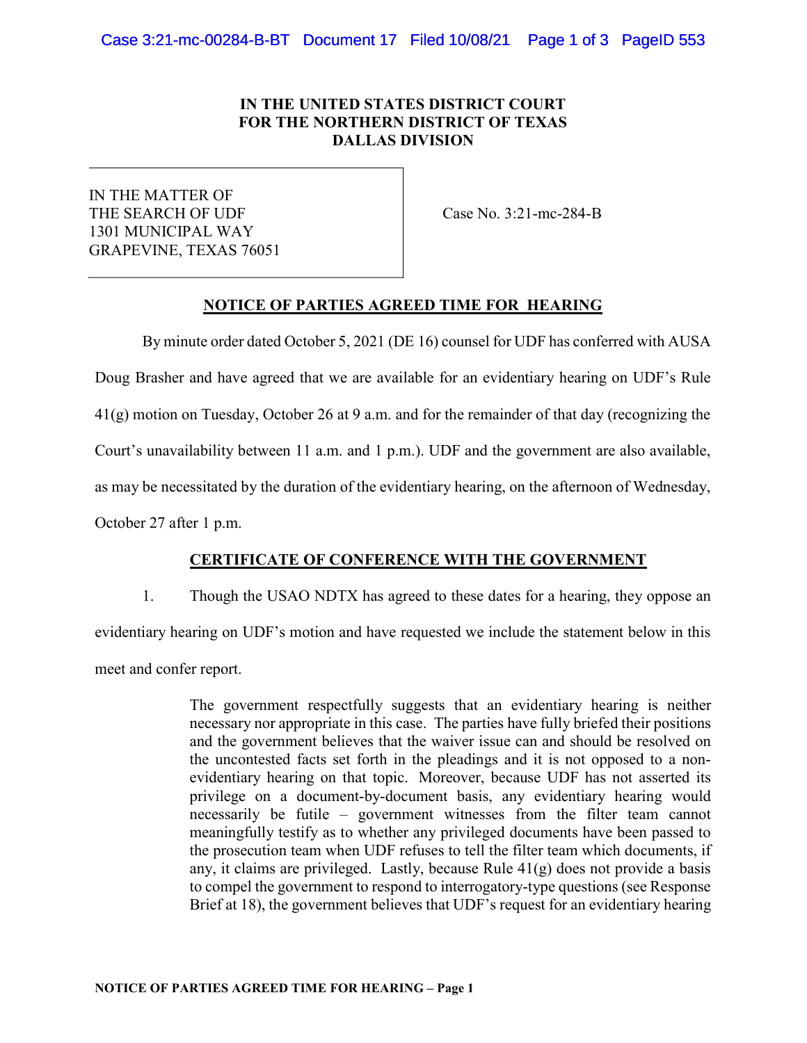**IN THE UNITED STATES DISTRICT COURT**
**FOR THE NORTHERN DISTRICT OF TEXAS**
**DALLAS DIVISION**

| IN THE MATTER OF THE SEARCH OF UDF 1301 MUNICIPAL WAY GRAPEVINE, TEXAS 76051 | Case No. 3:21-mc-284-B |
|---|---|

## NOTICE OF PARTIES AGREED TIME FOR HEARING

By minute order dated October 5, 2021 (DE 16) counsel for UDF has conferred with AUSA Doug Brasher and have agreed that we are available for an evidentiary hearing on UDF's Rule 41(g) motion on Tuesday, October 26 at 9 a.m. and for the remainder of that day (recognizing the Court's unavailability between 11 a.m. and 1 p.m.). UDF and the government are also available, as may be necessitated by the duration of the evidentiary hearing, on the afternoon of Wednesday, October 27 after 1 p.m.

## CERTIFICATE OF CONFERENCE WITH THE GOVERNMENT

1. Though the USAO NDTX has agreed to these dates for a hearing, they oppose an evidentiary hearing on UDF's motion and have requested we include the statement below in this meet and confer report.

> The government respectfully suggests that an evidentiary hearing is neither necessary nor appropriate in this case. The parties have fully briefed their positions and the government believes that the waiver issue can and should be resolved on the uncontested facts set forth in the pleadings and it is not opposed to a non-evidentiary hearing on that topic. Moreover, because UDF has not asserted its privilege on a document-by-document basis, any evidentiary hearing would necessarily be futile – government witnesses from the filter team cannot meaningfully testify as to whether any privileged documents have been passed to the prosecution team when UDF refuses to tell the filter team which documents, if any, it claims are privileged. Lastly, because Rule 41(g) does not provide a basis to compel the government to respond to interrogatory-type questions (see Response Brief at 18), the government believes that UDF's request for an evidentiary hearing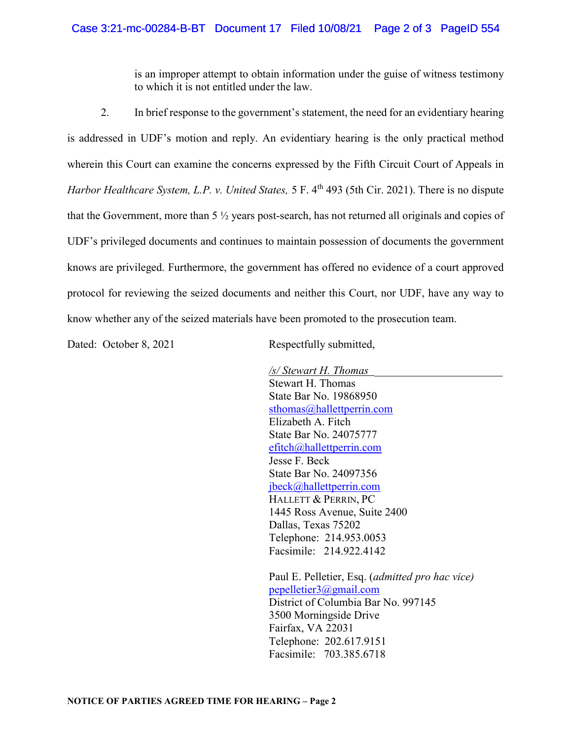is an improper attempt to obtain information under the guise of witness testimony to which it is not entitled under the law.

2. In brief response to the government's statement, the need for an evidentiary hearing is addressed in UDF's motion and reply. An evidentiary hearing is the only practical method wherein this Court can examine the concerns expressed by the Fifth Circuit Court of Appeals in *Harbor Healthcare System, L.P. v. United States,* 5 F. 4th 493 (5th Cir. 2021). There is no dispute that the Government, more than 5 ½ years post-search, has not returned all originals and copies of UDF's privileged documents and continues to maintain possession of documents the government knows are privileged. Furthermore, the government has offered no evidence of a court approved protocol for reviewing the seized documents and neither this Court, nor UDF, have any way to know whether any of the seized materials have been promoted to the prosecution team.

Dated: October 8, 2021

Respectfully submitted,

*/s/ Stewart H. Thomas*
Stewart H. Thomas
State Bar No. 19868950
sthomas@hallettperrin.com
Elizabeth A. Fitch
State Bar No. 24075777
efitch@hallettperrin.com
Jesse F. Beck
State Bar No. 24097356
jbeck@hallettperrin.com
HALLETT & PERRIN, PC
1445 Ross Avenue, Suite 2400
Dallas, Texas 75202
Telephone: 214.953.0053
Facsimile: 214.922.4142

Paul E. Pelletier, Esq. (*admitted pro hac vice)*
pepelletier3@gmail.com
District of Columbia Bar No. 997145
3500 Morningside Drive
Fairfax, VA 22031
Telephone: 202.617.9151
Facsimile: 703.385.6718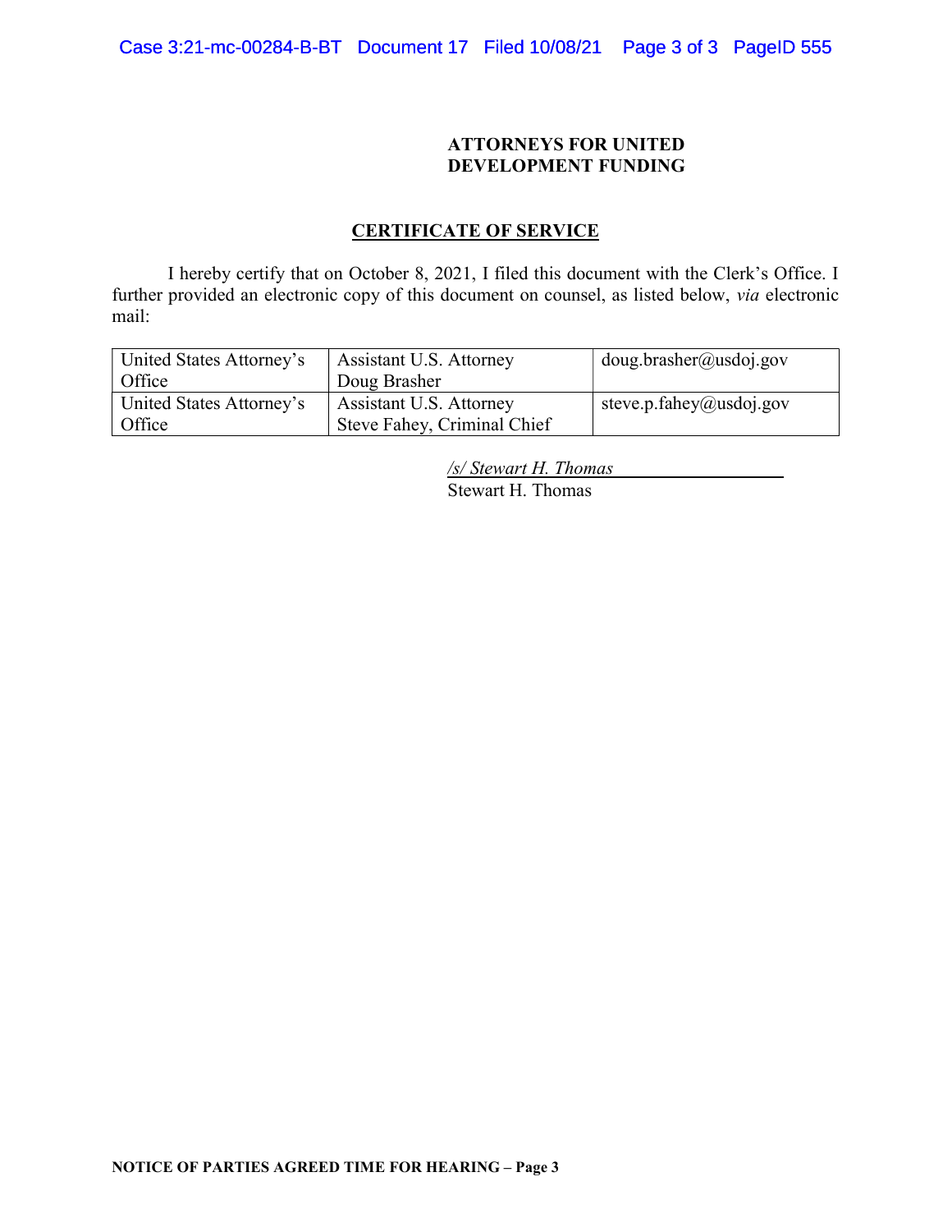**ATTORNEYS FOR UNITED DEVELOPMENT FUNDING**

## CERTIFICATE OF SERVICE

I hereby certify that on October 8, 2021, I filed this document with the Clerk's Office. I further provided an electronic copy of this document on counsel, as listed below, *via* electronic mail:

| | | |
|---|---|---|
| United States Attorney's Office | Assistant U.S. Attorney Doug Brasher | doug.brasher@usdoj.gov |
| United States Attorney's Office | Assistant U.S. Attorney Steve Fahey, Criminal Chief | steve.p.fahey@usdoj.gov |

*/s/ Stewart H. Thomas*
Stewart H. Thomas

**NOTICE OF PARTIES AGREED TIME FOR HEARING – Page 3**